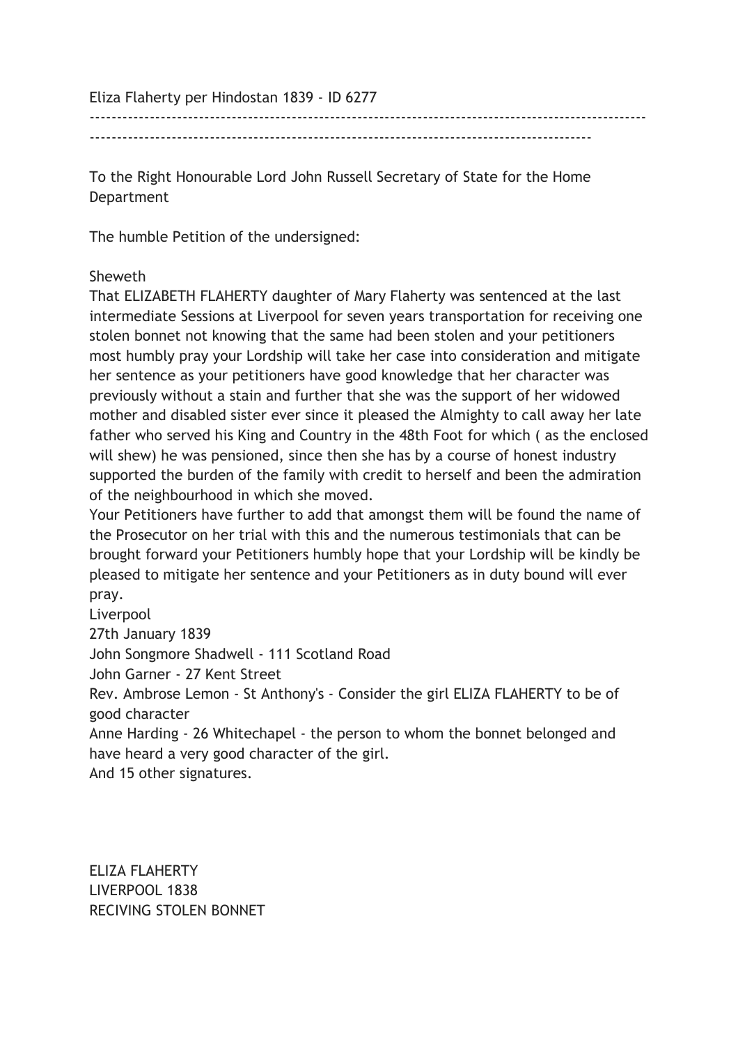Eliza Flaherty per Hindostan 1839 - ID 6277

---

To the Right Honourable Lord John Russell Secretary of State for the Home Department

The humble Petition of the undersigned:

Sheweth
That ELIZABETH FLAHERTY daughter of Mary Flaherty was sentenced at the last intermediate Sessions at Liverpool for seven years transportation for receiving one stolen bonnet not knowing that the same had been stolen and your petitioners most humbly pray your Lordship will take her case into consideration and mitigate her sentence as your petitioners have good knowledge that her character was previously without a stain and further that she was the support of her widowed mother and disabled sister ever since it pleased the Almighty to call away her late father who served his King and Country in the 48th Foot for which ( as the enclosed will shew) he was pensioned, since then she has by a course of honest industry supported the burden of the family with credit to herself and been the admiration of the neighbourhood in which she moved.
Your Petitioners have further to add that amongst them will be found the name of the Prosecutor on her trial with this and the numerous testimonials that can be brought forward your Petitioners humbly hope that your Lordship will be kindly be pleased to mitigate her sentence and your Petitioners as in duty bound will ever pray.
Liverpool
27th January 1839
John Songmore Shadwell - 111 Scotland Road
John Garner - 27 Kent Street
Rev. Ambrose Lemon - St Anthony's - Consider the girl ELIZA FLAHERTY to be of good character
Anne Harding - 26 Whitechapel - the person to whom the bonnet belonged and have heard a very good character of the girl.
And 15 other signatures.

ELIZA FLAHERTY
LIVERPOOL 1838
RECIVING STOLEN BONNET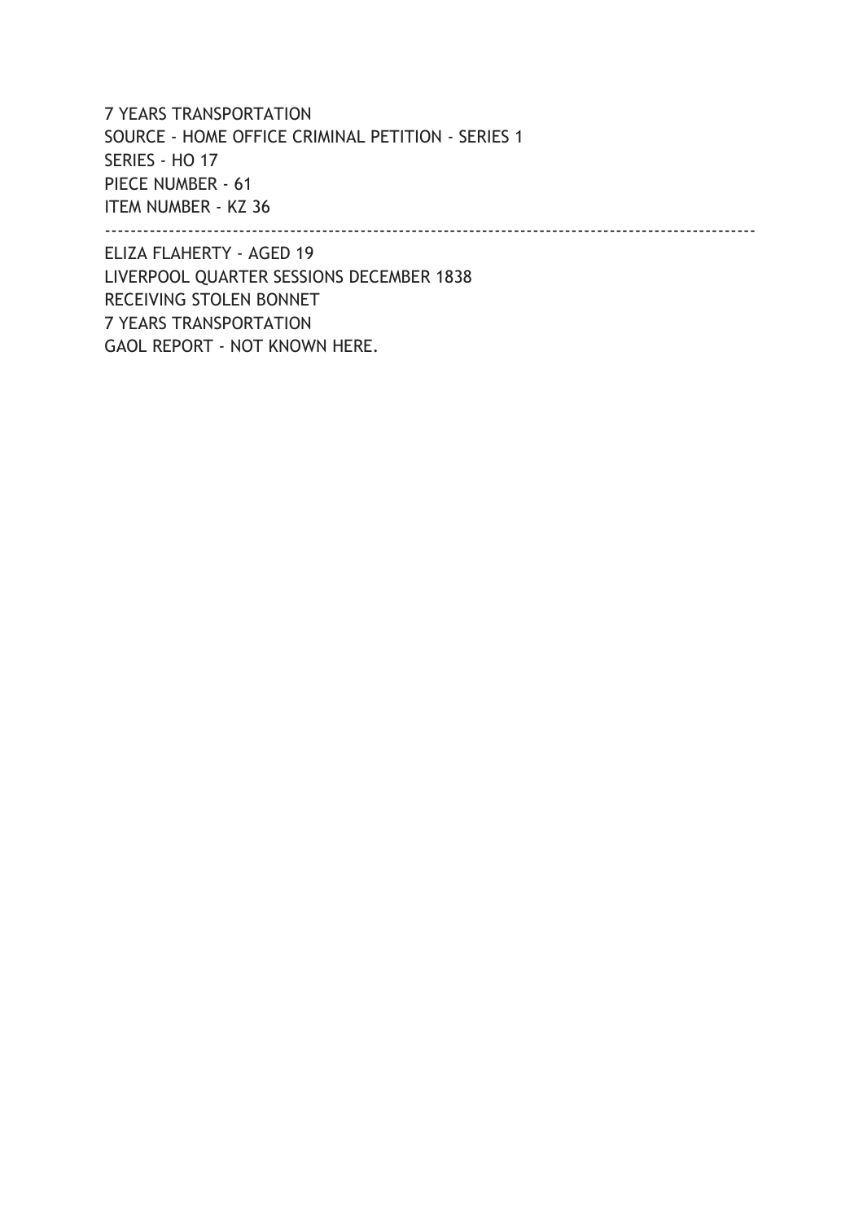7 YEARS TRANSPORTATION
SOURCE - HOME OFFICE CRIMINAL PETITION - SERIES 1
SERIES - HO 17
PIECE NUMBER - 61
ITEM NUMBER - KZ 36

---

ELIZA FLAHERTY - AGED 19
LIVERPOOL QUARTER SESSIONS DECEMBER 1838
RECEIVING STOLEN BONNET
7 YEARS TRANSPORTATION
GAOL REPORT - NOT KNOWN HERE.